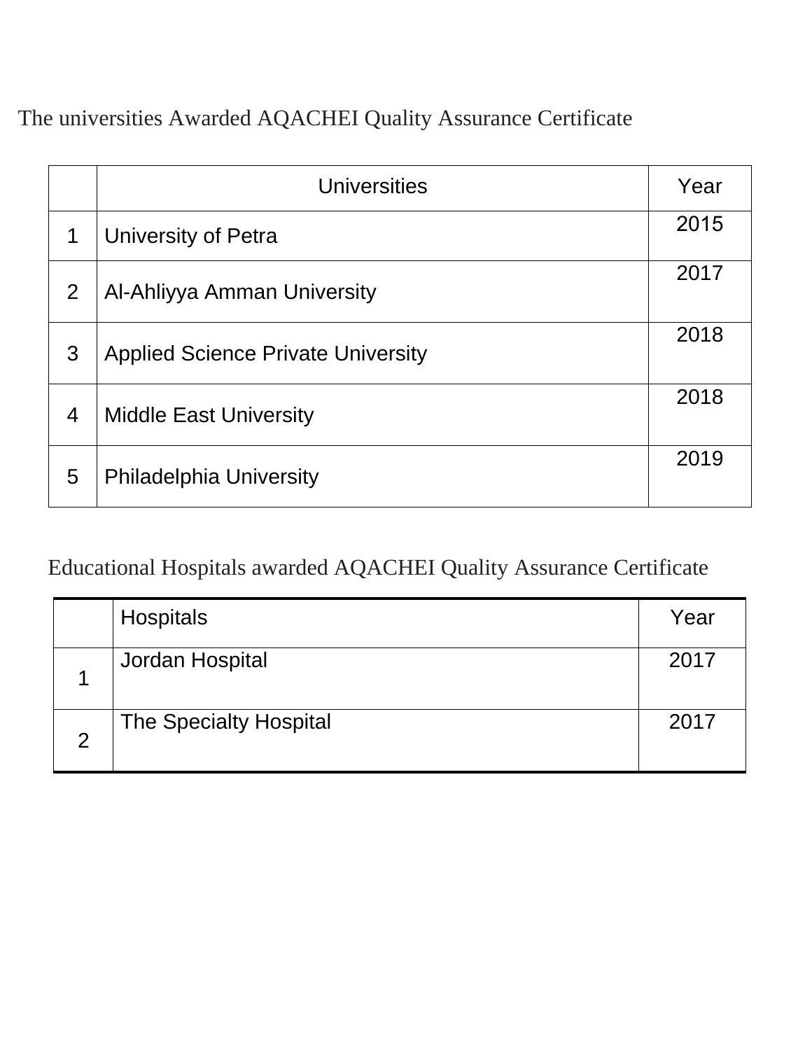The universities Awarded AQACHEI Quality Assurance Certificate

| | Universities | Year |
|---|---|---|
| 1 | University of Petra | 2015 |
| 2 | Al-Ahliyya Amman University | 2017 |
| 3 | Applied Science Private University | 2018 |
| 4 | Middle East University | 2018 |
| 5 | Philadelphia University | 2019 |

Educational Hospitals awarded AQACHEI Quality Assurance Certificate

| | Hospitals | Year |
|---|---|---|
| 1 | Jordan Hospital | 2017 |
| 2 | The Specialty Hospital | 2017 |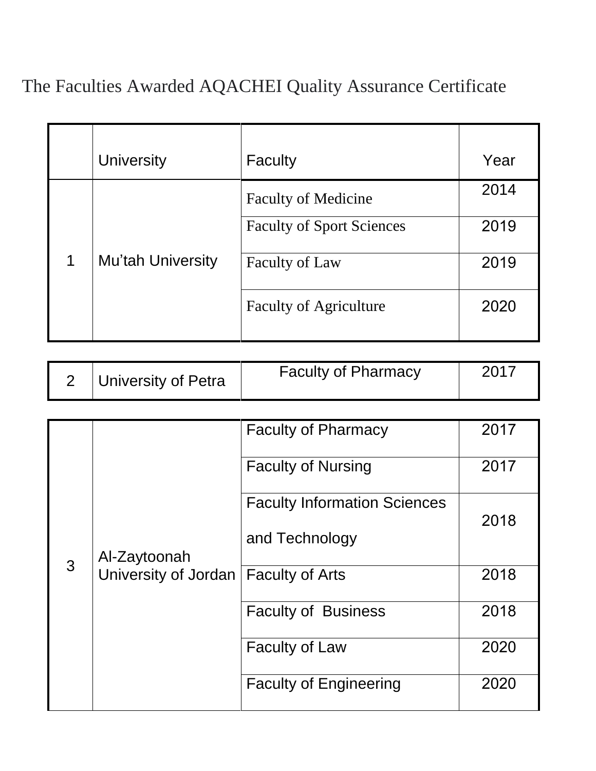# The Faculties Awarded AQACHEI Quality Assurance Certificate

| | University | Faculty | Year |
|---|---|---|---|
| 1 | Mu'tah University | Faculty of Medicine | 2014 |
| | | Faculty of Sport Sciences | 2019 |
| | | Faculty of Law | 2019 |
| | | Faculty of Agriculture | 2020 |
| 2 | University of Petra | Faculty of Pharmacy | 2017 |
| 3 | Al-Zaytoonah University of Jordan | Faculty of Pharmacy | 2017 |
| | | Faculty of Nursing | 2017 |
| | | Faculty Information Sciences and Technology | 2018 |
| | | Faculty of Arts | 2018 |
| | | Faculty of Business | 2018 |
| | | Faculty of Law | 2020 |
| | | Faculty of Engineering | 2020 |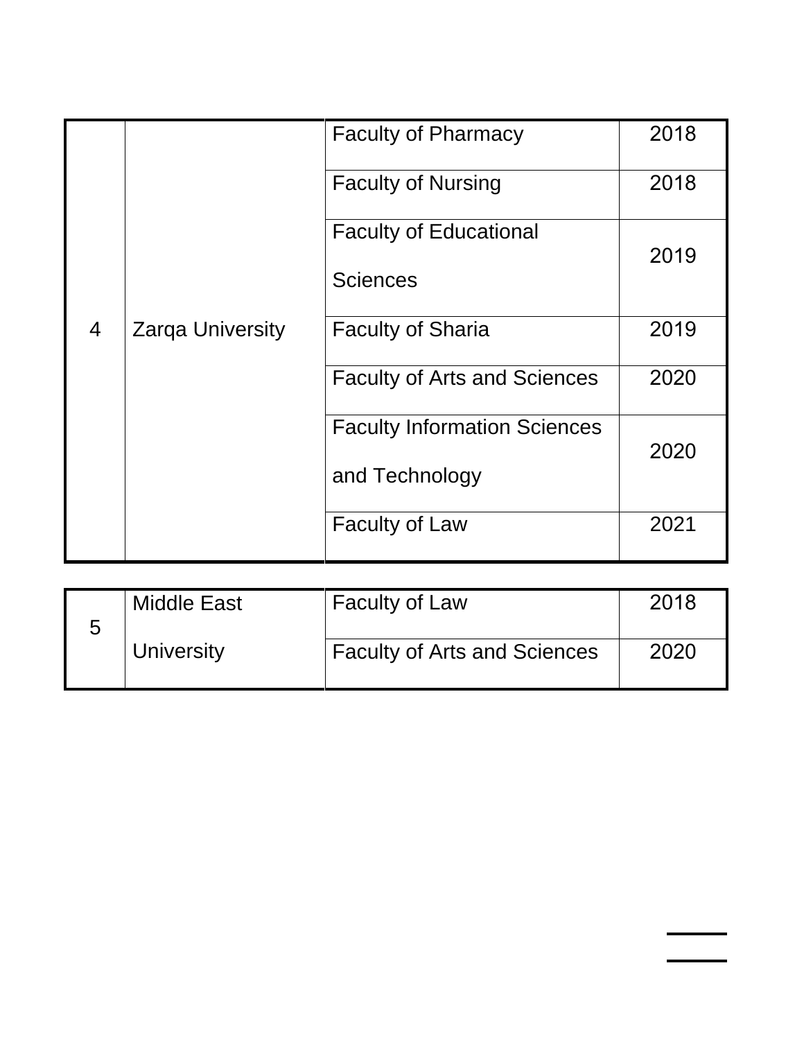| | | | |
|---|---|---|---|
| 4 | Zarqa University | Faculty of Pharmacy | 2018 |
| | | Faculty of Nursing | 2018 |
| | | Faculty of Educational Sciences | 2019 |
| | | Faculty of Sharia | 2019 |
| | | Faculty of Arts and Sciences | 2020 |
| | | Faculty Information Sciences and Technology | 2020 |
| | | Faculty of Law | 2021 |
| 5 | Middle East University | Faculty of Law | 2018 |
| | | Faculty of Arts and Sciences | 2020 |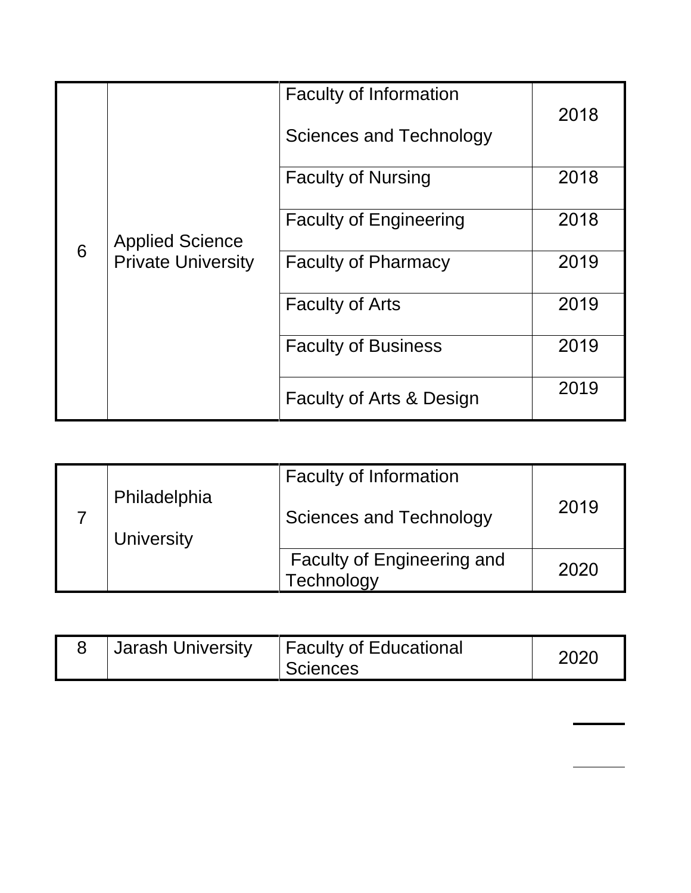| | | | |
|---|---|---|---|
| 6 | Applied Science Private University | Faculty of Information Sciences and Technology | 2018 |
| | | Faculty of Nursing | 2018 |
| | | Faculty of Engineering | 2018 |
| | | Faculty of Pharmacy | 2019 |
| | | Faculty of Arts | 2019 |
| | | Faculty of Business | 2019 |
| | | Faculty of Arts & Design | 2019 |

| | | | |
|---|---|---|---|
| 7 | Philadelphia University | Faculty of Information Sciences and Technology | 2019 |
| | | Faculty of Engineering and Technology | 2020 |

| | | | |
|---|---|---|---|
| 8 | Jarash University | Faculty of Educational Sciences | 2020 |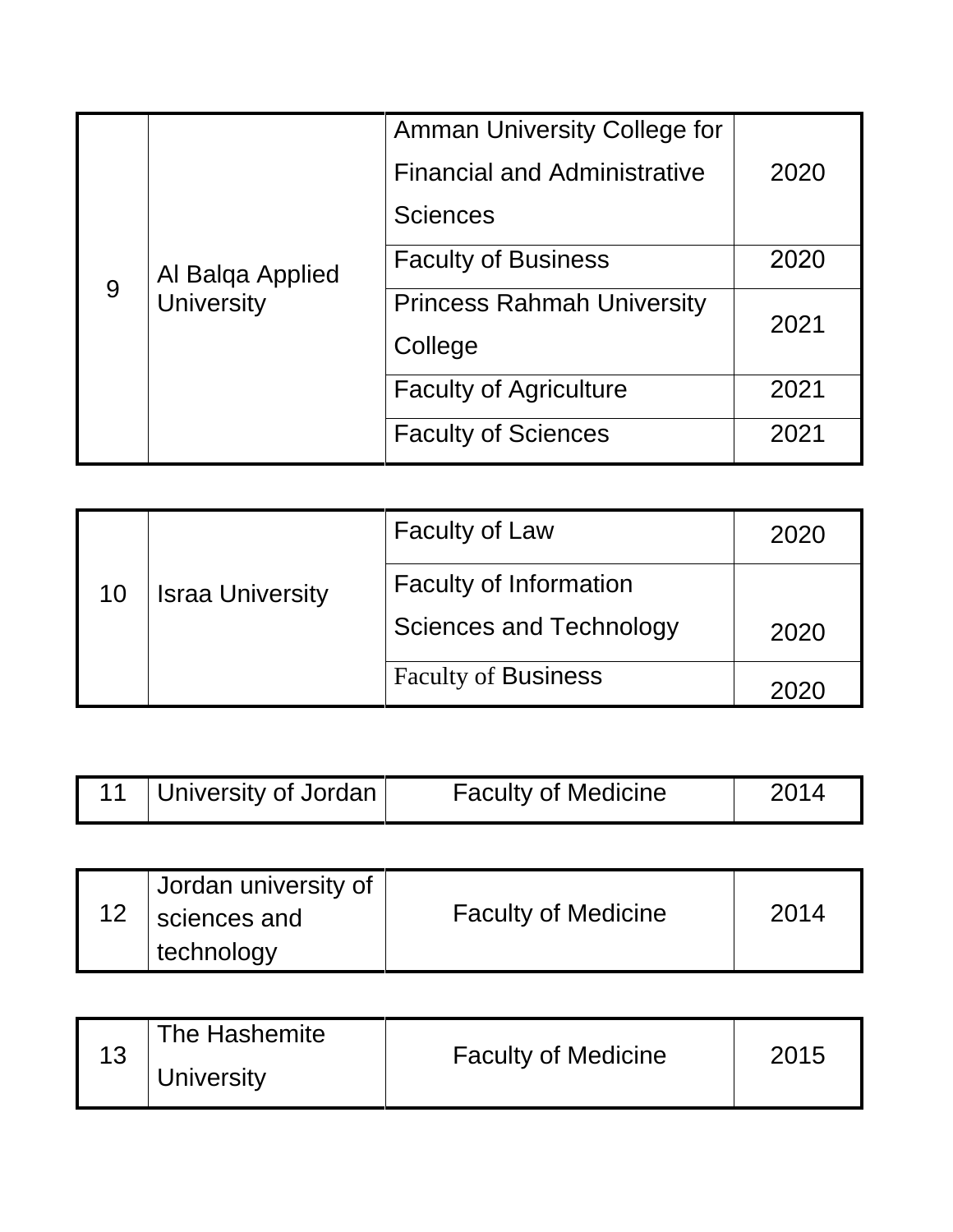| | | | |
|---|---|---|---|
| 9 | Al Balqa Applied University | Amman University College for Financial and Administrative Sciences | 2020 |
| | | Faculty of Business | 2020 |
| | | Princess Rahmah University College | 2021 |
| | | Faculty of Agriculture | 2021 |
| | | Faculty of Sciences | 2021 |

| | | | |
|---|---|---|---|
| 10 | Israa University | Faculty of Law | 2020 |
| | | Faculty of Information Sciences and Technology | 2020 |
| | | Faculty of Business | 2020 |

| | | | |
|---|---|---|---|
| 11 | University of Jordan | Faculty of Medicine | 2014 |

| | | | |
|---|---|---|---|
| 12 | Jordan university of sciences and technology | Faculty of Medicine | 2014 |

| | | | |
|---|---|---|---|
| 13 | The Hashemite University | Faculty of Medicine | 2015 |